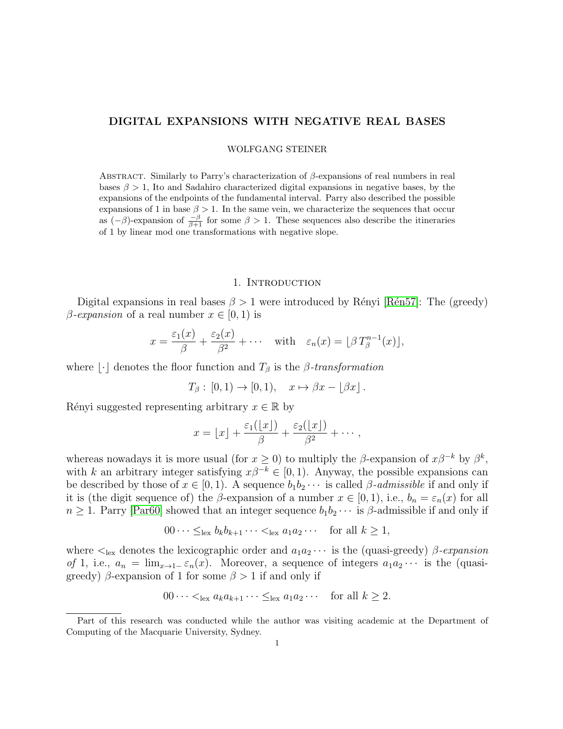# DIGITAL EXPANSIONS WITH NEGATIVE REAL BASES

WOLFGANG STEINER

Abstract. Similarly to Parry's characterization of $\beta$-expansions of real numbers in real bases $\beta > 1$, Ito and Sadahiro characterized digital expansions in negative bases, by the expansions of the endpoints of the fundamental interval. Parry also described the possible expansions of 1 in base $\beta > 1$. In the same vein, we characterize the sequences that occur as $(-\beta)$-expansion of $\frac{-\beta}{\beta+1}$ for some $\beta > 1$. These sequences also describe the itineraries of 1 by linear mod one transformations with negative slope.

## 1. Introduction

Digital expansions in real bases $\beta > 1$ were introduced by Rényi [Rén57]: The (greedy) *$\beta$-expansion* of a real number $x \in [0, 1)$ is

$$x = \frac{\varepsilon_1(x)}{\beta} + \frac{\varepsilon_2(x)}{\beta^2} + \cdots \quad \text{with} \quad \varepsilon_n(x) = \lfloor \beta\, T_\beta^{n-1}(x) \rfloor,$$

where $\lfloor \cdot \rfloor$ denotes the floor function and $T_\beta$ is the *$\beta$-transformation*

$$T_\beta : [0, 1) \to [0, 1), \quad x \mapsto \beta x - \lfloor \beta x \rfloor.$$

Rényi suggested representing arbitrary $x \in \mathbb{R}$ by

$$x = \lfloor x \rfloor + \frac{\varepsilon_1(\lfloor x \rceil)}{\beta} + \frac{\varepsilon_2(\lfloor x \rceil)}{\beta^2} + \cdots,$$

whereas nowadays it is more usual (for $x \geq 0$) to multiply the $\beta$-expansion of $x\beta^{-k}$ by $\beta^k$, with $k$ an arbitrary integer satisfying $x\beta^{-k} \in [0, 1)$. Anyway, the possible expansions can be described by those of $x \in [0, 1)$. A sequence $b_1 b_2 \cdots$ is called *$\beta$-admissible* if and only if it is (the digit sequence of) the $\beta$-expansion of a number $x \in [0, 1)$, i.e., $b_n = \varepsilon_n(x)$ for all $n \geq 1$. Parry [Par60] showed that an integer sequence $b_1 b_2 \cdots$ is $\beta$-admissible if and only if

$$00 \cdots \leq_{\text{lex}} b_k b_{k+1} \cdots <_{\text{lex}} a_1 a_2 \cdots \quad \text{for all } k \geq 1,$$

where $<_{\text{lex}}$ denotes the lexicographic order and $a_1 a_2 \cdots$ is the (quasi-greedy) *$\beta$-expansion of* 1, i.e., $a_n = \lim_{x \to 1-} \varepsilon_n(x)$. Moreover, a sequence of integers $a_1 a_2 \cdots$ is the (quasi-greedy) $\beta$-expansion of 1 for some $\beta > 1$ if and only if

$$00 \cdots <_{\text{lex}} a_k a_{k+1} \cdots \leq_{\text{lex}} a_1 a_2 \cdots \quad \text{for all } k \geq 2.$$

---

Part of this research was conducted while the author was visiting academic at the Department of Computing of the Macquarie University, Sydney.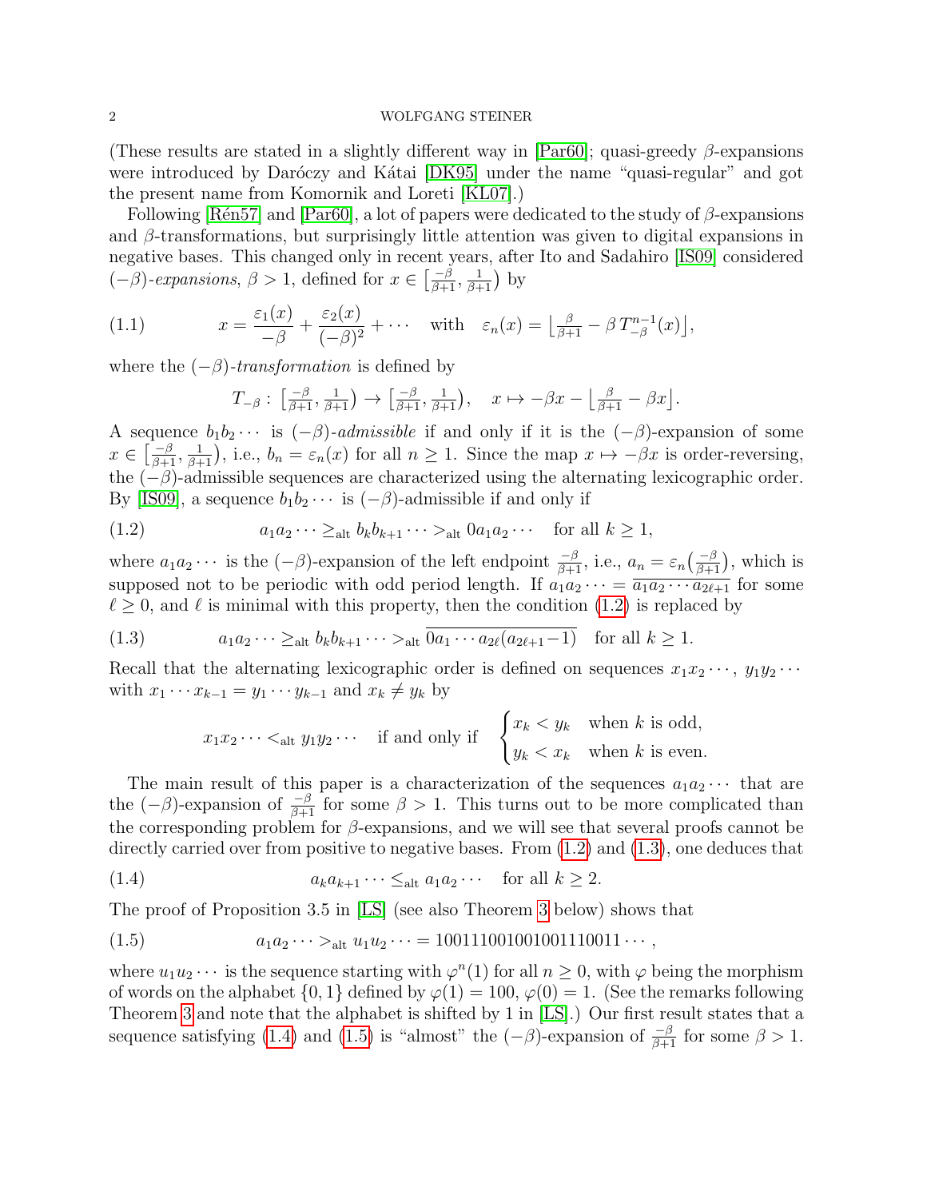(These results are stated in a slightly different way in [Par60]; quasi-greedy $\beta$-expansions were introduced by Daróczy and Kátai [DK95] under the name "quasi-regular" and got the present name from Komornik and Loreti [KL07].)

Following [Rén57] and [Par60], a lot of papers were dedicated to the study of $\beta$-expansions and $\beta$-transformations, but surprisingly little attention was given to digital expansions in negative bases. This changed only in recent years, after Ito and Sadahiro [IS09] considered $(-\beta)$-*expansions*, $\beta > 1$, defined for $x \in \big[\frac{-\beta}{\beta+1}, \frac{1}{\beta+1}\big)$ by

$$x = \frac{\varepsilon_1(x)}{-\beta} + \frac{\varepsilon_2(x)}{(-\beta)^2} + \cdots \quad \text{with} \quad \varepsilon_n(x) = \big\lfloor \tfrac{\beta}{\beta+1} - \beta\, T_{-\beta}^{n-1}(x) \big\rfloor, \tag{1.1}$$

where the $(-\beta)$-*transformation* is defined by

$$T_{-\beta} : \big[\tfrac{-\beta}{\beta+1}, \tfrac{1}{\beta+1}\big) \to \big[\tfrac{-\beta}{\beta+1}, \tfrac{1}{\beta+1}\big), \quad x \mapsto -\beta x - \big\lfloor \tfrac{\beta}{\beta+1} - \beta x \big\rfloor.$$

A sequence $b_1 b_2 \cdots$ is $(-\beta)$-*admissible* if and only if it is the $(-\beta)$-expansion of some $x \in \big[\frac{-\beta}{\beta+1}, \frac{1}{\beta+1}\big)$, i.e., $b_n = \varepsilon_n(x)$ for all $n \geq 1$. Since the map $x \mapsto -\beta x$ is order-reversing, the $(-\beta)$-admissible sequences are characterized using the alternating lexicographic order. By [IS09], a sequence $b_1 b_2 \cdots$ is $(-\beta)$-admissible if and only if

$$a_1 a_2 \cdots \geq_{\mathrm{alt}} b_k b_{k+1} \cdots >_{\mathrm{alt}} 0 a_1 a_2 \cdots \quad \text{for all } k \geq 1, \tag{1.2}$$

where $a_1 a_2 \cdots$ is the $(-\beta)$-expansion of the left endpoint $\frac{-\beta}{\beta+1}$, i.e., $a_n = \varepsilon_n\big(\frac{-\beta}{\beta+1}\big)$, which is supposed not to be periodic with odd period length. If $a_1 a_2 \cdots = \overline{a_1 a_2 \cdots a_{2\ell+1}}$ for some $\ell \geq 0$, and $\ell$ is minimal with this property, then the condition (1.2) is replaced by

$$a_1 a_2 \cdots \geq_{\mathrm{alt}} b_k b_{k+1} \cdots >_{\mathrm{alt}} \overline{0 a_1 \cdots a_{2\ell} (a_{2\ell+1} - 1)} \quad \text{for all } k \geq 1. \tag{1.3}$$

Recall that the alternating lexicographic order is defined on sequences $x_1 x_2 \cdots$, $y_1 y_2 \cdots$ with $x_1 \cdots x_{k-1} = y_1 \cdots y_{k-1}$ and $x_k \neq y_k$ by

$$x_1 x_2 \cdots <_{\mathrm{alt}} y_1 y_2 \cdots \quad \text{if and only if} \quad \begin{cases} x_k < y_k & \text{when } k \text{ is odd}, \\ y_k < x_k & \text{when } k \text{ is even}. \end{cases}$$

The main result of this paper is a characterization of the sequences $a_1 a_2 \cdots$ that are the $(-\beta)$-expansion of $\frac{-\beta}{\beta+1}$ for some $\beta > 1$. This turns out to be more complicated than the corresponding problem for $\beta$-expansions, and we will see that several proofs cannot be directly carried over from positive to negative bases. From (1.2) and (1.3), one deduces that

$$a_k a_{k+1} \cdots \leq_{\mathrm{alt}} a_1 a_2 \cdots \quad \text{for all } k \geq 2. \tag{1.4}$$

The proof of Proposition 3.5 in [LS] (see also Theorem 3 below) shows that

$$a_1 a_2 \cdots >_{\mathrm{alt}} u_1 u_2 \cdots = 100111001001001110011 \cdots, \tag{1.5}$$

where $u_1 u_2 \cdots$ is the sequence starting with $\varphi^n(1)$ for all $n \geq 0$, with $\varphi$ being the morphism of words on the alphabet $\{0, 1\}$ defined by $\varphi(1) = 100$, $\varphi(0) = 1$. (See the remarks following Theorem 3 and note that the alphabet is shifted by 1 in [LS].) Our first result states that a sequence satisfying (1.4) and (1.5) is "almost" the $(-\beta)$-expansion of $\frac{-\beta}{\beta+1}$ for some $\beta > 1$.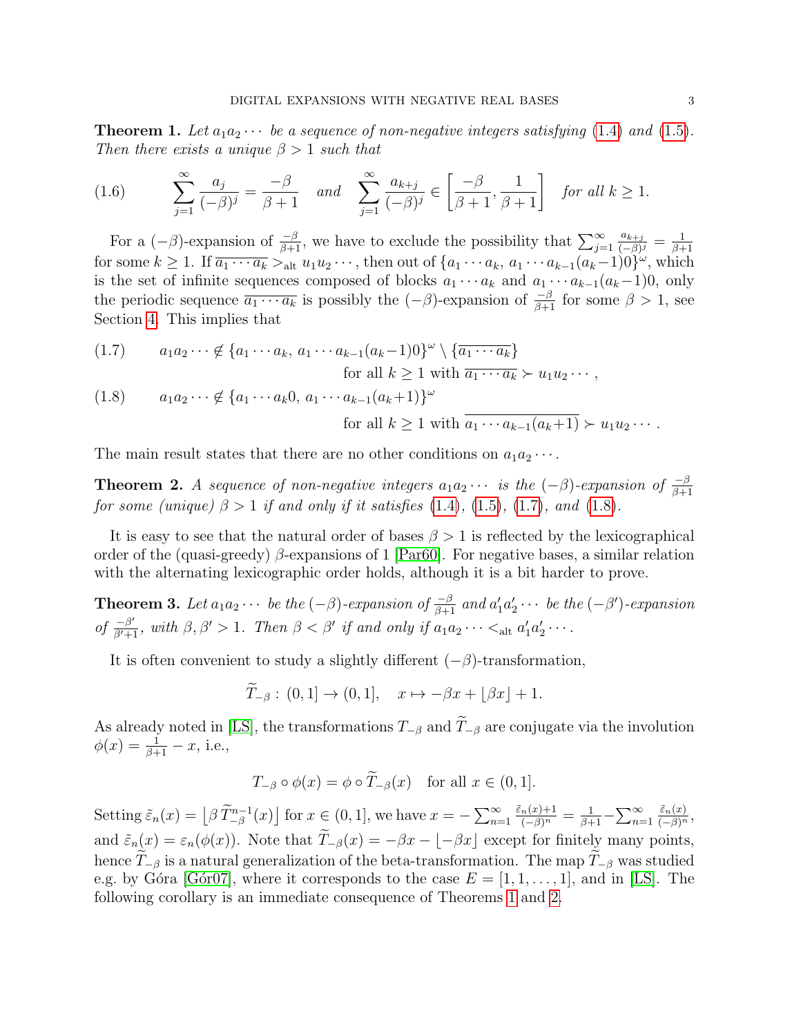**Theorem 1.** *Let $a_1a_2\cdots$ be a sequence of non-negative integers satisfying (1.4) and (1.5). Then there exists a unique $\beta>1$ such that*

$$\sum_{j=1}^{\infty}\frac{a_j}{(-\beta)^j}=\frac{-\beta}{\beta+1}\quad\textit{and}\quad\sum_{j=1}^{\infty}\frac{a_{k+j}}{(-\beta)^j}\in\left[\frac{-\beta}{\beta+1},\frac{1}{\beta+1}\right]\quad\textit{for all } k\geq 1. \tag{1.6}$$

For a $(-\beta)$-expansion of $\frac{-\beta}{\beta+1}$, we have to exclude the possibility that $\sum_{j=1}^{\infty}\frac{a_{k+j}}{(-\beta)^j}=\frac{1}{\beta+1}$ for some $k\geq 1$. If $\overline{a_1\cdots a_k}>_{\mathrm{alt}} u_1u_2\cdots$, then out of $\{a_1\cdots a_k,\, a_1\cdots a_{k-1}(a_k-1)0\}^\omega$, which is the set of infinite sequences composed of blocks $a_1\cdots a_k$ and $a_1\cdots a_{k-1}(a_k-1)0$, only the periodic sequence $\overline{a_1\cdots a_k}$ is possibly the $(-\beta)$-expansion of $\frac{-\beta}{\beta+1}$ for some $\beta>1$, see Section 4. This implies that

$$a_1a_2\cdots\notin\{a_1\cdots a_k,\, a_1\cdots a_{k-1}(a_k-1)0\}^\omega\setminus\{\overline{a_1\cdots a_k}\} \quad \text{for all } k\geq 1 \text{ with } \overline{a_1\cdots a_k}\succ u_1u_2\cdots, \tag{1.7}$$

$$a_1a_2\cdots\notin\{a_1\cdots a_k0,\, a_1\cdots a_{k-1}(a_k+1)\}^\omega \quad \text{for all } k\geq 1 \text{ with } \overline{a_1\cdots a_{k-1}(a_k+1)}\succ u_1u_2\cdots. \tag{1.8}$$

The main result states that there are no other conditions on $a_1a_2\cdots$.

**Theorem 2.** *A sequence of non-negative integers $a_1a_2\cdots$ is the $(-\beta)$-expansion of $\frac{-\beta}{\beta+1}$ for some (unique) $\beta>1$ if and only if it satisfies (1.4), (1.5), (1.7), and (1.8).*

It is easy to see that the natural order of bases $\beta>1$ is reflected by the lexicographical order of the (quasi-greedy) $\beta$-expansions of 1 [Par60]. For negative bases, a similar relation with the alternating lexicographic order holds, although it is a bit harder to prove.

**Theorem 3.** *Let $a_1a_2\cdots$ be the $(-\beta)$-expansion of $\frac{-\beta}{\beta+1}$ and $a_1'a_2'\cdots$ be the $(-\beta')$-expansion of $\frac{-\beta'}{\beta'+1}$, with $\beta,\beta'>1$. Then $\beta<\beta'$ if and only if $a_1a_2\cdots<_{\mathrm{alt}} a_1'a_2'\cdots$.*

It is often convenient to study a slightly different $(-\beta)$-transformation,

$$\widetilde{T}_{-\beta}:\,(0,1]\to(0,1],\quad x\mapsto -\beta x+\lfloor\beta x\rfloor+1.$$

As already noted in [LS], the transformations $T_{-\beta}$ and $\widetilde{T}_{-\beta}$ are conjugate via the involution $\phi(x)=\frac{1}{\beta+1}-x$, i.e.,

$$T_{-\beta}\circ\phi(x)=\phi\circ\widetilde{T}_{-\beta}(x)\quad\text{for all } x\in(0,1].$$

Setting $\tilde{\varepsilon}_n(x)=\big\lfloor\beta\,\widetilde{T}_{-\beta}^{n-1}(x)\big\rfloor$ for $x\in(0,1]$, we have $x=-\sum_{n=1}^{\infty}\frac{\tilde{\varepsilon}_n(x)+1}{(-\beta)^n}=\frac{1}{\beta+1}-\sum_{n=1}^{\infty}\frac{\tilde{\varepsilon}_n(x)}{(-\beta)^n}$, and $\tilde{\varepsilon}_n(x)=\varepsilon_n(\phi(x))$. Note that $\widetilde{T}_{-\beta}(x)=-\beta x-\lfloor-\beta x\rfloor$ except for finitely many points, hence $\widetilde{T}_{-\beta}$ is a natural generalization of the beta-transformation. The map $\widetilde{T}_{-\beta}$ was studied e.g. by Góra [Gór07], where it corresponds to the case $E=[1,1,\ldots,1]$, and in [LS]. The following corollary is an immediate consequence of Theorems 1 and 2.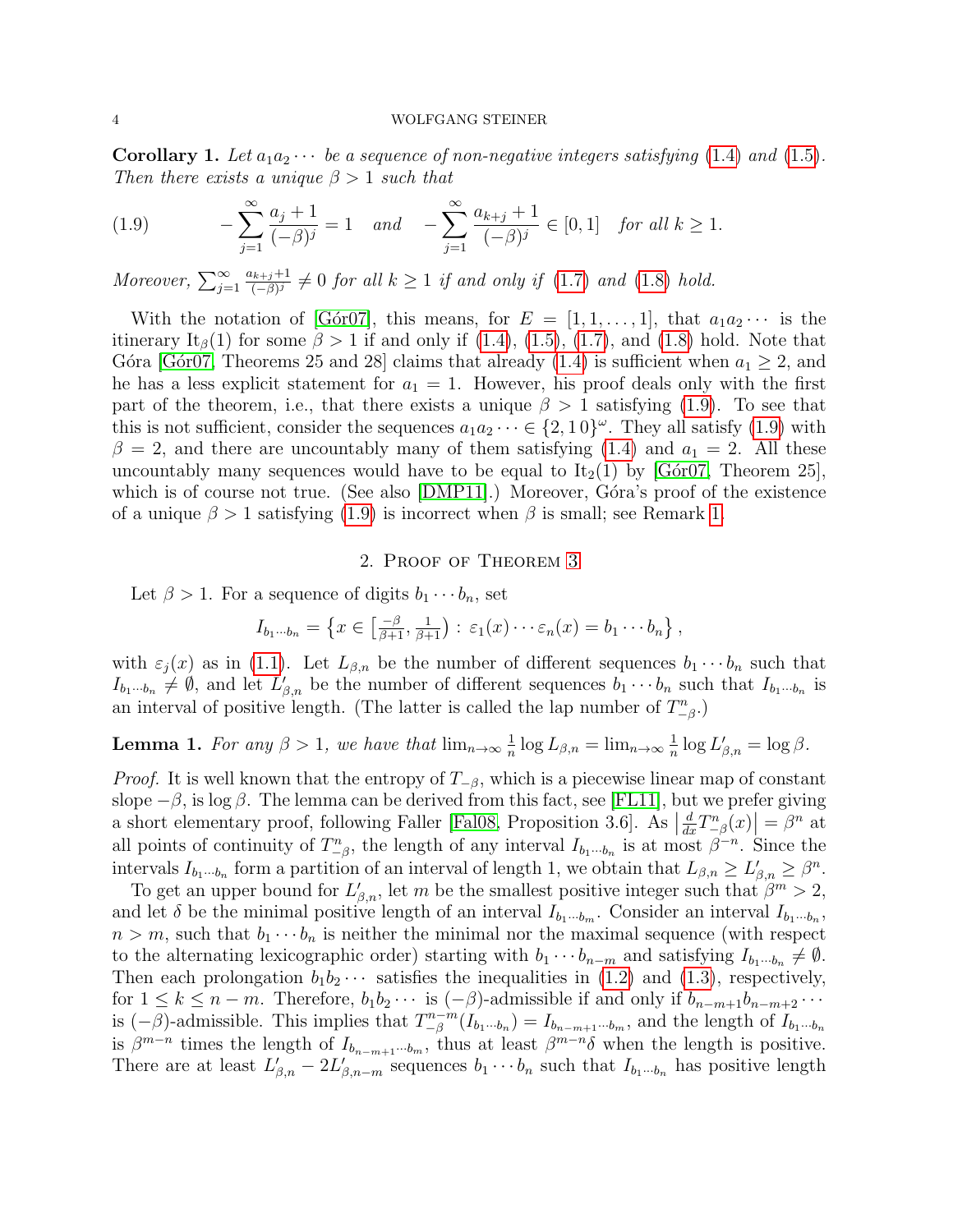**Corollary 1.** *Let $a_1a_2\cdots$ be a sequence of non-negative integers satisfying (1.4) and (1.5). Then there exists a unique $\beta > 1$ such that*

$$
-\sum_{j=1}^{\infty} \frac{a_j+1}{(-\beta)^j} = 1 \quad \text{and} \quad -\sum_{j=1}^{\infty} \frac{a_{k+j}+1}{(-\beta)^j} \in [0,1] \quad \text{for all } k \geq 1. \tag{1.9}
$$

*Moreover, $\sum_{j=1}^{\infty} \frac{a_{k+j}+1}{(-\beta)^j} \neq 0$ for all $k \geq 1$ if and only if (1.7) and (1.8) hold.*

With the notation of [Gór07], this means, for $E = [1, 1, \ldots, 1]$, that $a_1a_2\cdots$ is the itinerary $\mathrm{It}_\beta(1)$ for some $\beta > 1$ if and only if (1.4), (1.5), (1.7), and (1.8) hold. Note that Góra [Gór07, Theorems 25 and 28] claims that already (1.4) is sufficient when $a_1 \geq 2$, and he has a less explicit statement for $a_1 = 1$. However, his proof deals only with the first part of the theorem, i.e., that there exists a unique $\beta > 1$ satisfying (1.9). To see that this is not sufficient, consider the sequences $a_1a_2\cdots \in \{2, 1\,0\}^\omega$. They all satisfy (1.9) with $\beta = 2$, and there are uncountably many of them satisfying (1.4) and $a_1 = 2$. All these uncountably many sequences would have to be equal to $\mathrm{It}_2(1)$ by [Gór07, Theorem 25], which is of course not true. (See also [DMP11].) Moreover, Góra's proof of the existence of a unique $\beta > 1$ satisfying (1.9) is incorrect when $\beta$ is small; see Remark 1.

## 2. Proof of Theorem 3

Let $\beta > 1$. For a sequence of digits $b_1\cdots b_n$, set

$$
I_{b_1\cdots b_n} = \left\{x \in \left[\tfrac{-\beta}{\beta+1}, \tfrac{1}{\beta+1}\right) : \varepsilon_1(x)\cdots\varepsilon_n(x) = b_1\cdots b_n\right\},
$$

with $\varepsilon_j(x)$ as in (1.1). Let $L_{\beta,n}$ be the number of different sequences $b_1\cdots b_n$ such that $I_{b_1\cdots b_n} \neq \emptyset$, and let $L'_{\beta,n}$ be the number of different sequences $b_1\cdots b_n$ such that $I_{b_1\cdots b_n}$ is an interval of positive length. (The latter is called the lap number of $T_{-\beta}^n$.)

**Lemma 1.** *For any $\beta > 1$, we have that $\lim_{n\to\infty} \frac{1}{n}\log L_{\beta,n} = \lim_{n\to\infty} \frac{1}{n}\log L'_{\beta,n} = \log\beta$.*

*Proof.* It is well known that the entropy of $T_{-\beta}$, which is a piecewise linear map of constant slope $-\beta$, is $\log\beta$. The lemma can be derived from this fact, see [FL11], but we prefer giving a short elementary proof, following Faller [Fal08, Proposition 3.6]. As $\left|\frac{d}{dx}T_{-\beta}^n(x)\right| = \beta^n$ at all points of continuity of $T_{-\beta}^n$, the length of any interval $I_{b_1\cdots b_n}$ is at most $\beta^{-n}$. Since the intervals $I_{b_1\cdots b_n}$ form a partition of an interval of length 1, we obtain that $L_{\beta,n} \geq L'_{\beta,n} \geq \beta^n$.

To get an upper bound for $L'_{\beta,n}$, let $m$ be the smallest positive integer such that $\beta^m > 2$, and let $\delta$ be the minimal positive length of an interval $I_{b_1\cdots b_m}$. Consider an interval $I_{b_1\cdots b_n}$, $n > m$, such that $b_1\cdots b_n$ is neither the minimal nor the maximal sequence (with respect to the alternating lexicographic order) starting with $b_1\cdots b_{n-m}$ and satisfying $I_{b_1\cdots b_n} \neq \emptyset$. Then each prolongation $b_1b_2\cdots$ satisfies the inequalities in (1.2) and (1.3), respectively, for $1 \leq k \leq n-m$. Therefore, $b_1b_2\cdots$ is $(-\beta)$-admissible if and only if $b_{n-m+1}b_{n-m+2}\cdots$ is $(-\beta)$-admissible. This implies that $T_{-\beta}^{n-m}(I_{b_1\cdots b_n}) = I_{b_{n-m+1}\cdots b_m}$, and the length of $I_{b_1\cdots b_n}$ is $\beta^{m-n}$ times the length of $I_{b_{n-m+1}\cdots b_m}$, thus at least $\beta^{m-n}\delta$ when the length is positive. There are at least $L'_{\beta,n} - 2L'_{\beta,n-m}$ sequences $b_1\cdots b_n$ such that $I_{b_1\cdots b_n}$ has positive length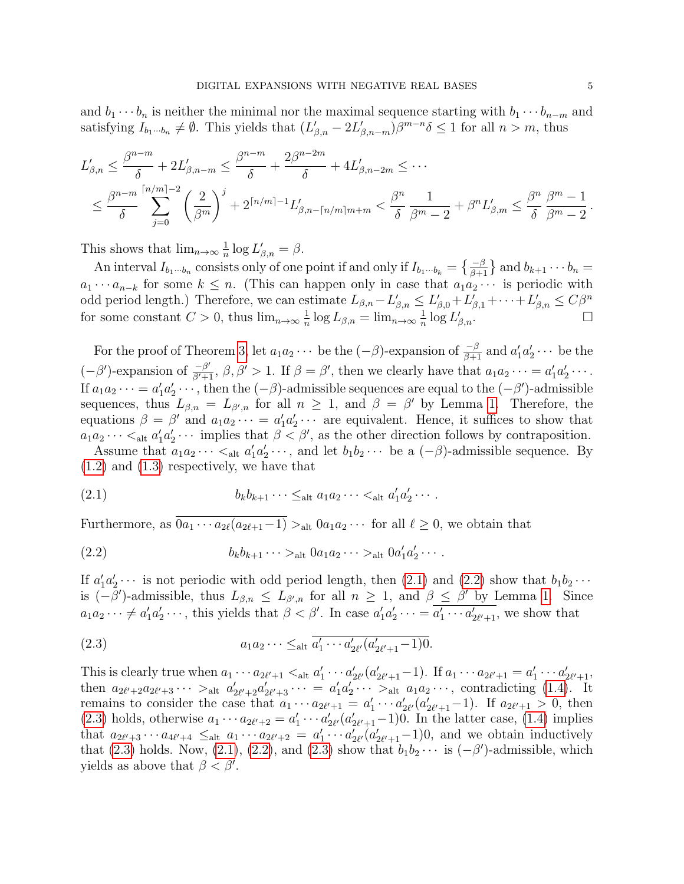and $b_1 \cdots b_n$ is neither the minimal nor the maximal sequence starting with $b_1 \cdots b_{n-m}$ and satisfying $I_{b_1 \cdots b_n} \neq \emptyset$. This yields that $(L'_{\beta,n} - 2L'_{\beta,n-m})\beta^{m-n}\delta \leq 1$ for all $n > m$, thus

$$
\begin{aligned}
L'_{\beta,n} &\leq \frac{\beta^{n-m}}{\delta} + 2L'_{\beta,n-m} \leq \frac{\beta^{n-m}}{\delta} + \frac{2\beta^{n-2m}}{\delta} + 4L'_{\beta,n-2m} \leq \cdots \\
&\leq \frac{\beta^{n-m}}{\delta} \sum_{j=0}^{\lceil n/m \rceil - 2} \left(\frac{2}{\beta^m}\right)^j + 2^{\lceil n/m \rceil - 1} L'_{\beta, n - \lceil n/m \rceil m + m} < \frac{\beta^n}{\delta} \frac{1}{\beta^m - 2} + \beta^n L'_{\beta,m} \leq \frac{\beta^n}{\delta} \frac{\beta^m - 1}{\beta^m - 2}.
\end{aligned}
$$

This shows that $\lim_{n\to\infty} \frac{1}{n} \log L'_{\beta,n} = \beta$.

An interval $I_{b_1 \cdots b_n}$ consists only of one point if and only if $I_{b_1 \cdots b_k} = \left\{\frac{-\beta}{\beta+1}\right\}$ and $b_{k+1} \cdots b_n = a_1 \cdots a_{n-k}$ for some $k \leq n$. (This can happen only in case that $a_1 a_2 \cdots$ is periodic with odd period length.) Therefore, we can estimate $L_{\beta,n} - L'_{\beta,n} \leq L'_{\beta,0} + L'_{\beta,1} + \cdots + L'_{\beta,n} \leq C\beta^n$ for some constant $C > 0$, thus $\lim_{n\to\infty} \frac{1}{n} \log L_{\beta,n} = \lim_{n\to\infty} \frac{1}{n} \log L'_{\beta,n}$. □

For the proof of Theorem 3, let $a_1 a_2 \cdots$ be the $(-\beta)$-expansion of $\frac{-\beta}{\beta+1}$ and $a'_1 a'_2 \cdots$ be the $(-\beta')$-expansion of $\frac{-\beta'}{\beta'+1}$, $\beta, \beta' > 1$. If $\beta = \beta'$, then we clearly have that $a_1 a_2 \cdots = a'_1 a'_2 \cdots$. If $a_1 a_2 \cdots = a'_1 a'_2 \cdots$, then the $(-\beta)$-admissible sequences are equal to the $(-\beta')$-admissible sequences, thus $L_{\beta,n} = L_{\beta',n}$ for all $n \geq 1$, and $\beta = \beta'$ by Lemma 1. Therefore, the equations $\beta = \beta'$ and $a_1 a_2 \cdots = a'_1 a'_2 \cdots$ are equivalent. Hence, it suffices to show that $a_1 a_2 \cdots <_{\text{alt}} a'_1 a'_2 \cdots$ implies that $\beta < \beta'$, as the other direction follows by contraposition.

Assume that $a_1 a_2 \cdots <_{\text{alt}} a'_1 a'_2 \cdots$, and let $b_1 b_2 \cdots$ be a $(-\beta)$-admissible sequence. By (1.2) and (1.3) respectively, we have that

$$
b_k b_{k+1} \cdots \leq_{\text{alt}} a_1 a_2 \cdots <_{\text{alt}} a'_1 a'_2 \cdots . \tag{2.1}
$$

Furthermore, as $\overline{0 a_1 \cdots a_{2\ell}(a_{2\ell+1}-1)} >_{\text{alt}} 0 a_1 a_2 \cdots$ for all $\ell \geq 0$, we obtain that

$$
b_k b_{k+1} \cdots >_{\text{alt}} 0 a_1 a_2 \cdots >_{\text{alt}} 0 a'_1 a'_2 \cdots . \tag{2.2}
$$

If $a'_1 a'_2 \cdots$ is not periodic with odd period length, then (2.1) and (2.2) show that $b_1 b_2 \cdots$ is $(-\beta')$-admissible, thus $L_{\beta,n} \leq L_{\beta',n}$ for all $n \geq 1$, and $\beta \leq \beta'$ by Lemma 1. Since $a_1 a_2 \cdots \neq a'_1 a'_2 \cdots$, this yields that $\beta < \beta'$. In case $a'_1 a'_2 \cdots = \overline{a'_1 \cdots a'_{2\ell'+1}}$, we show that

$$
a_1 a_2 \cdots \leq_{\text{alt}} \overline{a'_1 \cdots a'_{2\ell'}(a'_{2\ell'+1}-1)0}. \tag{2.3}
$$

This is clearly true when $a_1 \cdots a_{2\ell'+1} <_{\text{alt}} a'_1 \cdots a'_{2\ell'}(a'_{2\ell'+1}-1)$. If $a_1 \cdots a_{2\ell'+1} = a'_1 \cdots a'_{2\ell'+1}$, then $a_{2\ell'+2} a_{2\ell'+3} \cdots >_{\text{alt}} a'_{2\ell'+2} a'_{2\ell'+3} \cdots = a'_1 a'_2 \cdots >_{\text{alt}} a_1 a_2 \cdots$, contradicting (1.4). It remains to consider the case that $a_1 \cdots a_{2\ell'+1} = a'_1 \cdots a'_{2\ell'}(a'_{2\ell'+1}-1)$. If $a_{2\ell'+1} > 0$, then (2.3) holds, otherwise $a_1 \cdots a_{2\ell'+2} = a'_1 \cdots a'_{2\ell'}(a'_{2\ell'+1}-1)0$. In the latter case, (1.4) implies that $a_{2\ell'+3} \cdots a_{4\ell'+4} \leq_{\text{alt}} a_1 \cdots a_{2\ell'+2} = a'_1 \cdots a'_{2\ell'}(a'_{2\ell'+1}-1)0$, and we obtain inductively that (2.3) holds. Now, (2.1), (2.2), and (2.3) show that $b_1 b_2 \cdots$ is $(-\beta')$-admissible, which yields as above that $\beta < \beta'$.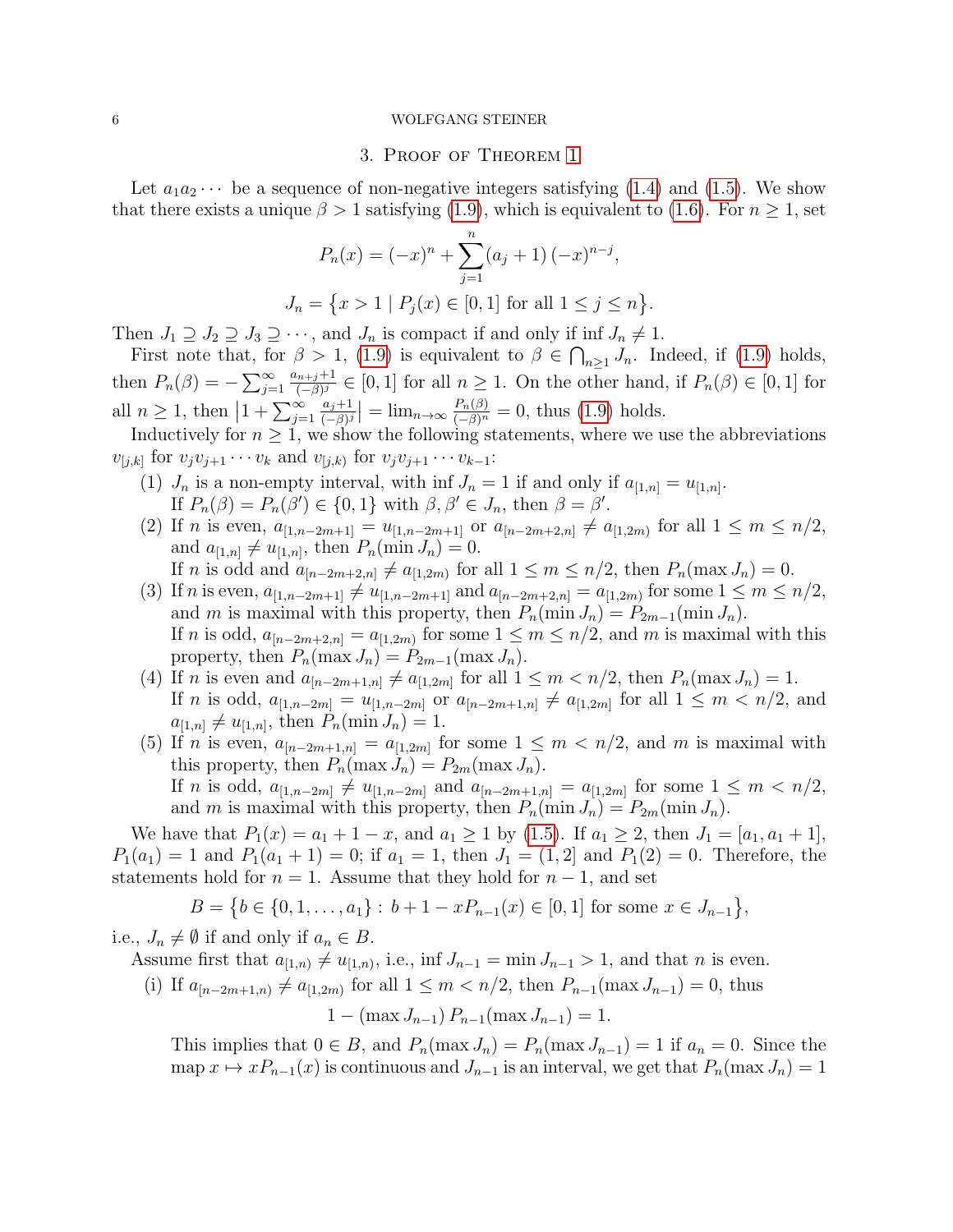## 3. Proof of Theorem 1

Let $a_1a_2\cdots$ be a sequence of non-negative integers satisfying (1.4) and (1.5). We show that there exists a unique $\beta > 1$ satisfying (1.9), which is equivalent to (1.6). For $n \ge 1$, set

$$P_n(x) = (-x)^n + \sum_{j=1}^{n} (a_j + 1)\,(-x)^{n-j},$$

$$J_n = \big\{x > 1 \mid P_j(x) \in [0,1] \text{ for all } 1 \le j \le n\big\}.$$

Then $J_1 \supseteq J_2 \supseteq J_3 \supseteq \cdots$, and $J_n$ is compact if and only if $\inf J_n \ne 1$.

First note that, for $\beta > 1$, (1.9) is equivalent to $\beta \in \bigcap_{n\ge1} J_n$. Indeed, if (1.9) holds, then $P_n(\beta) = -\sum_{j=1}^{\infty} \frac{a_{n+j}+1}{(-\beta)^j} \in [0,1]$ for all $n \ge 1$. On the other hand, if $P_n(\beta) \in [0,1]$ for all $n \ge 1$, then $\big|1 + \sum_{j=1}^{\infty} \frac{a_j+1}{(-\beta)^j}\big| = \lim_{n\to\infty} \frac{P_n(\beta)}{(-\beta)^n} = 0$, thus (1.9) holds.

Inductively for $n \ge 1$, we show the following statements, where we use the abbreviations $v_{[j,k]}$ for $v_jv_{j+1}\cdots v_k$ and $v_{[j,k)}$ for $v_jv_{j+1}\cdots v_{k-1}$:

1. $J_n$ is a non-empty interval, with $\inf J_n = 1$ if and only if $a_{[1,n]} = u_{[1,n]}$.
   If $P_n(\beta) = P_n(\beta') \in \{0,1\}$ with $\beta, \beta' \in J_n$, then $\beta = \beta'$.
2. If $n$ is even, $a_{[1,n-2m+1]} = u_{[1,n-2m+1]}$ or $a_{[n-2m+2,n]} \ne a_{[1,2m)}$ for all $1 \le m \le n/2$, and $a_{[1,n]} \ne u_{[1,n]}$, then $P_n(\min J_n) = 0$.
   If $n$ is odd and $a_{[n-2m+2,n]} \ne a_{[1,2m)}$ for all $1 \le m \le n/2$, then $P_n(\max J_n) = 0$.
3. If $n$ is even, $a_{[1,n-2m+1]} \ne u_{[1,n-2m+1]}$ and $a_{[n-2m+2,n]} = a_{[1,2m)}$ for some $1 \le m \le n/2$, and $m$ is maximal with this property, then $P_n(\min J_n) = P_{2m-1}(\min J_n)$.
   If $n$ is odd, $a_{[n-2m+2,n]} = a_{[1,2m)}$ for some $1 \le m \le n/2$, and $m$ is maximal with this property, then $P_n(\max J_n) = P_{2m-1}(\max J_n)$.
4. If $n$ is even and $a_{[n-2m+1,n]} \ne a_{[1,2m]}$ for all $1 \le m < n/2$, then $P_n(\max J_n) = 1$.
   If $n$ is odd, $a_{[1,n-2m]} = u_{[1,n-2m]}$ or $a_{[n-2m+1,n]} \ne a_{[1,2m]}$ for all $1 \le m < n/2$, and $a_{[1,n]} \ne u_{[1,n]}$, then $P_n(\min J_n) = 1$.
5. If $n$ is even, $a_{[n-2m+1,n]} = a_{[1,2m]}$ for some $1 \le m < n/2$, and $m$ is maximal with this property, then $P_n(\max J_n) = P_{2m}(\max J_n)$.
   If $n$ is odd, $a_{[1,n-2m]} \ne u_{[1,n-2m]}$ and $a_{[n-2m+1,n]} = a_{[1,2m]}$ for some $1 \le m < n/2$, and $m$ is maximal with this property, then $P_n(\min J_n) = P_{2m}(\min J_n)$.

We have that $P_1(x) = a_1 + 1 - x$, and $a_1 \ge 1$ by (1.5). If $a_1 \ge 2$, then $J_1 = [a_1, a_1+1]$, $P_1(a_1) = 1$ and $P_1(a_1+1) = 0$; if $a_1 = 1$, then $J_1 = (1,2]$ and $P_1(2) = 0$. Therefore, the statements hold for $n = 1$. Assume that they hold for $n-1$, and set

$$B = \big\{b \in \{0,1,\ldots,a_1\} :\, b + 1 - xP_{n-1}(x) \in [0,1] \text{ for some } x \in J_{n-1}\big\},$$

i.e., $J_n \ne \emptyset$ if and only if $a_n \in B$.

Assume first that $a_{[1,n)} \ne u_{[1,n)}$, i.e., $\inf J_{n-1} = \min J_{n-1} > 1$, and that $n$ is even.

(i) If $a_{[n-2m+1,n)} \ne a_{[1,2m)}$ for all $1 \le m < n/2$, then $P_{n-1}(\max J_{n-1}) = 0$, thus

$$1 - (\max J_{n-1})\,P_{n-1}(\max J_{n-1}) = 1.$$

This implies that $0 \in B$, and $P_n(\max J_n) = P_n(\max J_{n-1}) = 1$ if $a_n = 0$. Since the map $x \mapsto xP_{n-1}(x)$ is continuous and $J_{n-1}$ is an interval, we get that $P_n(\max J_n) = 1$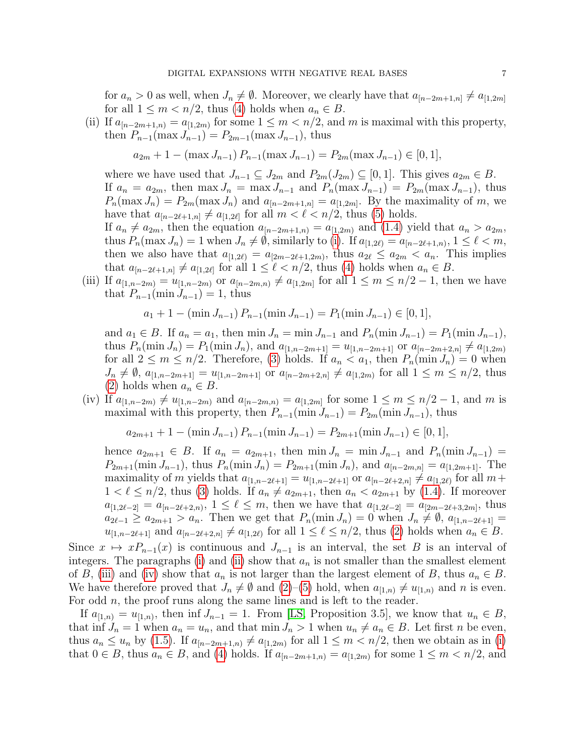for $a_n > 0$ as well, when $J_n \neq \emptyset$. Moreover, we clearly have that $a_{[n-2m+1,n]} \neq a_{[1,2m]}$ for all $1 \le m < n/2$, thus (4) holds when $a_n \in B$.

(ii) If $a_{[n-2m+1,n)} = a_{[1,2m)}$ for some $1 \le m < n/2$, and $m$ is maximal with this property, then $P_{n-1}(\max J_{n-1}) = P_{2m-1}(\max J_{n-1})$, thus

$$a_{2m} + 1 - (\max J_{n-1})\, P_{n-1}(\max J_{n-1}) = P_{2m}(\max J_{n-1}) \in [0,1],$$

where we have used that $J_{n-1} \subseteq J_{2m}$ and $P_{2m}(J_{2m}) \subseteq [0,1]$. This gives $a_{2m} \in B$. If $a_n = a_{2m}$, then $\max J_n = \max J_{n-1}$ and $P_n(\max J_{n-1}) = P_{2m}(\max J_{n-1})$, thus $P_n(\max J_n) = P_{2m}(\max J_n)$ and $a_{[n-2m+1,n]} = a_{[1,2m]}$. By the maximality of $m$, we have that $a_{[n-2\ell+1,n]} \neq a_{[1,2\ell]}$ for all $m < \ell < n/2$, thus (5) holds.

If $a_n \neq a_{2m}$, then the equation $a_{[n-2m+1,n)} = a_{[1,2m)}$ and (1.4) yield that $a_n > a_{2m}$, thus $P_n(\max J_n) = 1$ when $J_n \neq \emptyset$, similarly to (i). If $a_{[1,2\ell)} = a_{[n-2\ell+1,n)}$, $1 \le \ell < m$, then we also have that $a_{[1,2\ell)} = a_{[2m-2\ell+1,2m)}$, thus $a_{2\ell} \le a_{2m} < a_n$. This implies that $a_{[n-2\ell+1,n]} \neq a_{[1,2\ell]}$ for all $1 \le \ell < n/2$, thus (4) holds when $a_n \in B$.

(iii) If $a_{[1,n-2m)} = u_{[1,n-2m)}$ or $a_{[n-2m,n)} \neq a_{[1,2m]}$ for all $1 \le m \le n/2 - 1$, then we have that $P_{n-1}(\min J_{n-1}) = 1$, thus

$$a_1 + 1 - (\min J_{n-1})\, P_{n-1}(\min J_{n-1}) = P_1(\min J_{n-1}) \in [0,1],$$

and $a_1 \in B$. If $a_n = a_1$, then $\min J_n = \min J_{n-1}$ and $P_n(\min J_{n-1}) = P_1(\min J_{n-1})$, thus $P_n(\min J_n) = P_1(\min J_n)$, and $a_{[1,n-2m+1]} = u_{[1,n-2m+1]}$ or $a_{[n-2m+2,n]} \neq a_{[1,2m)}$ for all $2 \le m \le n/2$. Therefore, (3) holds. If $a_n < a_1$, then $P_n(\min J_n) = 0$ when $J_n \neq \emptyset$, $a_{[1,n-2m+1]} = u_{[1,n-2m+1]}$ or $a_{[n-2m+2,n]} \neq a_{[1,2m)}$ for all $1 \le m \le n/2$, thus (2) holds when $a_n \in B$.

(iv) If $a_{[1,n-2m)} \neq u_{[1,n-2m)}$ and $a_{[n-2m,n)} = a_{[1,2m]}$ for some $1 \le m \le n/2 - 1$, and $m$ is maximal with this property, then $P_{n-1}(\min J_{n-1}) = P_{2m}(\min J_{n-1})$, thus

$$a_{2m+1} + 1 - (\min J_{n-1})\, P_{n-1}(\min J_{n-1}) = P_{2m+1}(\min J_{n-1}) \in [0,1],$$

hence $a_{2m+1} \in B$. If $a_n = a_{2m+1}$, then $\min J_n = \min J_{n-1}$ and $P_n(\min J_{n-1}) = P_{2m+1}(\min J_{n-1})$, thus $P_n(\min J_n) = P_{2m+1}(\min J_n)$, and $a_{[n-2m,n]} = a_{[1,2m+1]}$. The maximality of $m$ yields that $a_{[1,n-2\ell+1]} = u_{[1,n-2\ell+1]}$ or $a_{[n-2\ell+2,n]} \neq a_{[1,2\ell)}$ for all $m + 1 < \ell \le n/2$, thus (3) holds. If $a_n \neq a_{2m+1}$, then $a_n < a_{2m+1}$ by (1.4). If moreover $a_{[1,2\ell-2]} = a_{[n-2\ell+2,n)}$, $1 \le \ell \le m$, then we have that $a_{[1,2\ell-2]} = a_{[2m-2\ell+3,2m]}$, thus $a_{2\ell-1} \ge a_{2m+1} > a_n$. Then we get that $P_n(\min J_n) = 0$ when $J_n \neq \emptyset$, $a_{[1,n-2\ell+1]} = u_{[1,n-2\ell+1]}$ and $a_{[n-2\ell+2,n]} \neq a_{[1,2\ell)}$ for all $1 \le \ell \le n/2$, thus (2) holds when $a_n \in B$.

Since $x \mapsto xP_{n-1}(x)$ is continuous and $J_{n-1}$ is an interval, the set $B$ is an interval of integers. The paragraphs (i) and (ii) show that $a_n$ is not smaller than the smallest element of $B$, (iii) and (iv) show that $a_n$ is not larger than the largest element of $B$, thus $a_n \in B$. We have therefore proved that $J_n \neq \emptyset$ and (2)–(5) hold, when $a_{[1,n)} \neq u_{[1,n)}$ and $n$ is even. For odd $n$, the proof runs along the same lines and is left to the reader.

If $a_{[1,n)} = u_{[1,n)}$, then $\inf J_{n-1} = 1$. From [LS, Proposition 3.5], we know that $u_n \in B$, that $\inf J_n = 1$ when $a_n = u_n$, and that $\min J_n > 1$ when $u_n \neq a_n \in B$. Let first $n$ be even, thus $a_n \le u_n$ by (1.5). If $a_{[n-2m+1,n)} \neq a_{[1,2m)}$ for all $1 \le m < n/2$, then we obtain as in (i) that $0 \in B$, thus $a_n \in B$, and (4) holds. If $a_{[n-2m+1,n)} = a_{[1,2m)}$ for some $1 \le m < n/2$, and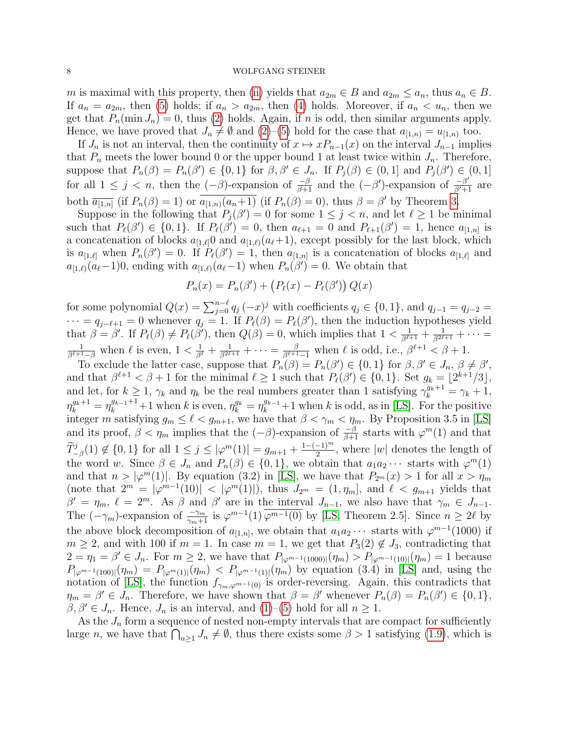$m$ is maximal with this property, then (ii) yields that $a_{2m} \in B$ and $a_{2m} \le a_n$, thus $a_n \in B$. If $a_n = a_{2m}$, then (5) holds; if $a_n > a_{2m}$, then (4) holds. Moreover, if $a_n < u_n$, then we get that $P_n(\min J_n) = 0$, thus (2) holds. Again, if $n$ is odd, then similar arguments apply. Hence, we have proved that $J_n \neq \emptyset$ and (2)–(5) hold for the case that $a_{[1,n)} = u_{[1,n)}$ too.

If $J_n$ is not an interval, then the continuity of $x \mapsto xP_{n-1}(x)$ on the interval $J_{n-1}$ implies that $P_n$ meets the lower bound 0 or the upper bound 1 at least twice within $J_n$. Therefore, suppose that $P_n(\beta) = P_n(\beta') \in \{0,1\}$ for $\beta, \beta' \in J_n$. If $P_j(\beta) \in (0,1]$ and $P_j(\beta') \in (0,1]$ for all $1 \le j < n$, then the $(-\beta)$-expansion of $\frac{-\beta}{\beta+1}$ and the $(-\beta')$-expansion of $\frac{-\beta'}{\beta'+1}$ are both $\overline{a_{[1,n]}}$ (if $P_n(\beta) = 1$) or $\overline{a_{[1,n)}(a_n+1)}$ (if $P_n(\beta) = 0$), thus $\beta = \beta'$ by Theorem 3.

Suppose in the following that $P_j(\beta') = 0$ for some $1 \le j < n$, and let $\ell \ge 1$ be minimal such that $P_\ell(\beta') \in \{0,1\}$. If $P_\ell(\beta') = 0$, then $a_{\ell+1} = 0$ and $P_{\ell+1}(\beta') = 1$, hence $a_{[1,n]}$ is a concatenation of blocks $a_{[1,\ell]}0$ and $a_{[1,\ell)}(a_\ell+1)$, except possibly for the last block, which is $a_{[1,\ell]}$ when $P_n(\beta') = 0$. If $P_\ell(\beta') = 1$, then $a_{[1,n]}$ is a concatenation of blocks $a_{[1,\ell]}$ and $a_{[1,\ell)}(a_\ell-1)0$, ending with $a_{[1,\ell)}(a_\ell-1)$ when $P_n(\beta') = 0$. We obtain that

$$P_n(x) = P_n(\beta') + \big(P_\ell(x) - P_\ell(\beta')\big)\, Q(x)$$

for some polynomial $Q(x) = \sum_{j=0}^{n-\ell} q_j\, (-x)^j$ with coefficients $q_j \in \{0,1\}$, and $q_{j-1} = q_{j-2} = \cdots = q_{j-\ell+1} = 0$ whenever $q_j = 1$. If $P_\ell(\beta) = P_\ell(\beta')$, then the induction hypotheses yield that $\beta = \beta'$. If $P_\ell(\beta) \neq P_\ell(\beta')$, then $Q(\beta) = 0$, which implies that $1 < \frac{1}{\beta^{\ell+1}} + \frac{1}{\beta^{2\ell+1}} + \cdots = \frac{1}{\beta^{\ell+1}-\beta}$ when $\ell$ is even, $1 < \frac{1}{\beta^\ell} + \frac{1}{\beta^{2\ell+1}} + \cdots = \frac{\beta}{\beta^{\ell+1}-1}$ when $\ell$ is odd, i.e., $\beta^{\ell+1} < \beta + 1$.

To exclude the latter case, suppose that $P_n(\beta) = P_n(\beta') \in \{0,1\}$ for $\beta, \beta' \in J_n$, $\beta \neq \beta'$, and that $\beta^{\ell+1} < \beta + 1$ for the minimal $\ell \ge 1$ such that $P_\ell(\beta') \in \{0,1\}$. Set $g_k = \lfloor 2^{k+1}/3 \rfloor$, and let, for $k \ge 1$, $\gamma_k$ and $\eta_k$ be the real numbers greater than 1 satisfying $\gamma_k^{g_k+1} = \gamma_k + 1$, $\eta_k^{g_k+1} = \eta_k^{g_{k-1}+1} + 1$ when $k$ is even, $\eta_k^{g_k} = \eta_k^{g_{k-1}} + 1$ when $k$ is odd, as in [LS]. For the positive integer $m$ satisfying $g_m \le \ell < g_{m+1}$, we have that $\beta < \gamma_m < \eta_m$. By Proposition 3.5 in [LS] and its proof, $\beta < \eta_m$ implies that the $(-\beta)$-expansion of $\frac{-\beta}{\beta+1}$ starts with $\varphi^m(1)$ and that $\widetilde{T}_{-\beta}^j(1) \notin \{0,1\}$ for all $1 \le j \le |\varphi^m(1)| = g_{m+1} + \frac{1-(-1)^m}{2}$, where $|w|$ denotes the length of the word $w$. Since $\beta \in J_n$ and $P_n(\beta) \in \{0,1\}$, we obtain that $a_1 a_2 \cdots$ starts with $\varphi^m(1)$ and that $n > |\varphi^m(1)|$. By equation (3.2) in [LS], we have that $P_{2^m}(x) > 1$ for all $x > \eta_m$ (note that $2^m = |\varphi^{m-1}(10)| < |\varphi^m(1)|$), thus $J_{2^m} = (1, \eta_m]$, and $\ell < g_{m+1}$ yields that $\beta' = \eta_m$, $\ell = 2^m$. As $\beta$ and $\beta'$ are in the interval $J_{n-1}$, we also have that $\gamma_m \in J_{n-1}$. The $(-\gamma_m)$-expansion of $\frac{-\gamma_m}{\gamma_m+1}$ is $\varphi^{m-1}(1)\, \overline{\varphi^{m-1}(0)}$ by [LS, Theorem 2.5]. Since $n \ge 2\ell$ by the above block decomposition of $a_{[1,n]}$, we obtain that $a_1 a_2 \cdots$ starts with $\varphi^{m-1}(1000)$ if $m \ge 2$, and with 100 if $m = 1$. In case $m = 1$, we get that $P_3(2) \notin J_3$, contradicting that $2 = \eta_1 = \beta' \in J_n$. For $m \ge 2$, we have that $P_{|\varphi^{m-1}(1000)|}(\eta_m) > P_{|\varphi^{m-1}(10)|}(\eta_m) = 1$ because $P_{|\varphi^{m-1}(1000)|}(\eta_m) = P_{|\varphi^m(1)|}(\eta_m) < P_{|\varphi^{m-1}(1)|}(\eta_m)$ by equation (3.4) in [LS] and, using the notation of [LS], the function $f_{\gamma_m, \varphi^{m-1}(0)}$ is order-reversing. Again, this contradicts that $\eta_m = \beta' \in J_n$. Therefore, we have shown that $\beta = \beta'$ whenever $P_n(\beta) = P_n(\beta') \in \{0,1\}$, $\beta, \beta' \in J_n$. Hence, $J_n$ is an interval, and (1)–(5) hold for all $n \ge 1$.

As the $J_n$ form a sequence of nested non-empty intervals that are compact for sufficiently large $n$, we have that $\bigcap_{n \ge 1} J_n \neq \emptyset$, thus there exists some $\beta > 1$ satisfying (1.9), which is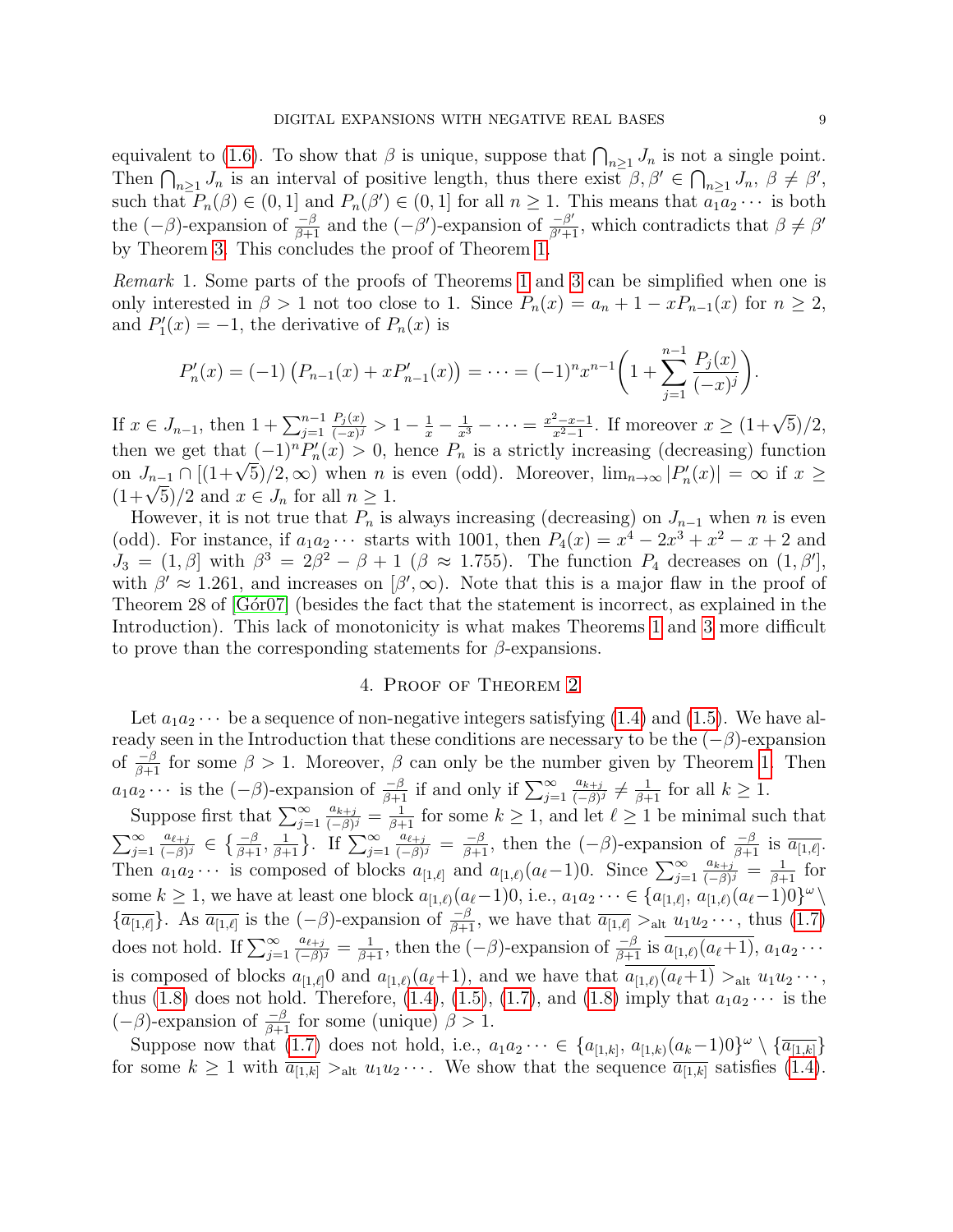equivalent to (1.6). To show that $\beta$ is unique, suppose that $\bigcap_{n\ge1} J_n$ is not a single point. Then $\bigcap_{n\ge1} J_n$ is an interval of positive length, thus there exist $\beta,\beta' \in \bigcap_{n\ge1} J_n$, $\beta\ne\beta'$, such that $P_n(\beta)\in(0,1]$ and $P_n(\beta')\in(0,1]$ for all $n\ge1$. This means that $a_1a_2\cdots$ is both the $(-\beta)$-expansion of $\frac{-\beta}{\beta+1}$ and the $(-\beta')$-expansion of $\frac{-\beta'}{\beta'+1}$, which contradicts that $\beta\ne\beta'$ by Theorem 3. This concludes the proof of Theorem 1.

*Remark* 1. Some parts of the proofs of Theorems 1 and 3 can be simplified when one is only interested in $\beta>1$ not too close to 1. Since $P_n(x)=a_n+1-xP_{n-1}(x)$ for $n\ge2$, and $P_1'(x)=-1$, the derivative of $P_n(x)$ is

$$P_n'(x)=(-1)\left(P_{n-1}(x)+xP_{n-1}'(x)\right)=\cdots=(-1)^n x^{n-1}\left(1+\sum_{j=1}^{n-1}\frac{P_j(x)}{(-x)^j}\right).$$

If $x\in J_{n-1}$, then $1+\sum_{j=1}^{n-1}\frac{P_j(x)}{(-x)^j}>1-\frac{1}{x}-\frac{1}{x^3}-\cdots=\frac{x^2-x-1}{x^2-1}$. If moreover $x\ge(1+\sqrt{5})/2$, then we get that $(-1)^nP_n'(x)>0$, hence $P_n$ is a strictly increasing (decreasing) function on $J_{n-1}\cap[(1+\sqrt{5})/2,\infty)$ when $n$ is even (odd). Moreover, $\lim_{n\to\infty}|P_n'(x)|=\infty$ if $x\ge(1+\sqrt{5})/2$ and $x\in J_n$ for all $n\ge1$.

However, it is not true that $P_n$ is always increasing (decreasing) on $J_{n-1}$ when $n$ is even (odd). For instance, if $a_1a_2\cdots$ starts with 1001, then $P_4(x)=x^4-2x^3+x^2-x+2$ and $J_3=(1,\beta]$ with $\beta^3=2\beta^2-\beta+1$ ($\beta\approx1.755$). The function $P_4$ decreases on $(1,\beta']$, with $\beta'\approx1.261$, and increases on $[\beta',\infty)$. Note that this is a major flaw in the proof of Theorem 28 of [Gór07] (besides the fact that the statement is incorrect, as explained in the Introduction). This lack of monotonicity is what makes Theorems 1 and 3 more difficult to prove than the corresponding statements for $\beta$-expansions.

## 4. Proof of Theorem 2

Let $a_1a_2\cdots$ be a sequence of non-negative integers satisfying (1.4) and (1.5). We have already seen in the Introduction that these conditions are necessary to be the $(-\beta)$-expansion of $\frac{-\beta}{\beta+1}$ for some $\beta>1$. Moreover, $\beta$ can only be the number given by Theorem 1. Then $a_1a_2\cdots$ is the $(-\beta)$-expansion of $\frac{-\beta}{\beta+1}$ if and only if $\sum_{j=1}^\infty\frac{a_{k+j}}{(-\beta)^j}\ne\frac{1}{\beta+1}$ for all $k\ge1$.

Suppose first that $\sum_{j=1}^\infty\frac{a_{k+j}}{(-\beta)^j}=\frac{1}{\beta+1}$ for some $k\ge1$, and let $\ell\ge1$ be minimal such that $\sum_{j=1}^\infty\frac{a_{\ell+j}}{(-\beta)^j}\in\{\frac{-\beta}{\beta+1},\frac{1}{\beta+1}\}$. If $\sum_{j=1}^\infty\frac{a_{\ell+j}}{(-\beta)^j}=\frac{-\beta}{\beta+1}$, then the $(-\beta)$-expansion of $\frac{-\beta}{\beta+1}$ is $\overline{a_{[1,\ell]}}$. Then $a_1a_2\cdots$ is composed of blocks $a_{[1,\ell]}$ and $a_{[1,\ell)}(a_\ell-1)0$. Since $\sum_{j=1}^\infty\frac{a_{k+j}}{(-\beta)^j}=\frac{1}{\beta+1}$ for some $k\ge1$, we have at least one block $a_{[1,\ell)}(a_\ell-1)0$, i.e., $a_1a_2\cdots\in\{a_{[1,\ell]},\,a_{[1,\ell)}(a_\ell-1)0\}^\omega\setminus\{\overline{a_{[1,\ell]}}\}$. As $\overline{a_{[1,\ell]}}$ is the $(-\beta)$-expansion of $\frac{-\beta}{\beta+1}$, we have that $\overline{a_{[1,\ell]}}>_{\mathrm{alt}}u_1u_2\cdots$, thus (1.7) does not hold. If $\sum_{j=1}^\infty\frac{a_{\ell+j}}{(-\beta)^j}=\frac{1}{\beta+1}$, then the $(-\beta)$-expansion of $\frac{-\beta}{\beta+1}$ is $\overline{a_{[1,\ell)}(a_\ell+1)}$, $a_1a_2\cdots$ is composed of blocks $a_{[1,\ell]}0$ and $a_{[1,\ell)}(a_\ell+1)$, and we have that $\overline{a_{[1,\ell)}(a_\ell+1)}>_{\mathrm{alt}}u_1u_2\cdots$, thus (1.8) does not hold. Therefore, (1.4), (1.5), (1.7), and (1.8) imply that $a_1a_2\cdots$ is the $(-\beta)$-expansion of $\frac{-\beta}{\beta+1}$ for some (unique) $\beta>1$.

Suppose now that (1.7) does not hold, i.e., $a_1a_2\cdots\in\{a_{[1,k]},\,a_{[1,k)}(a_k-1)0\}^\omega\setminus\{\overline{a_{[1,k]}}\}$ for some $k\ge1$ with $\overline{a_{[1,k]}}>_{\mathrm{alt}}u_1u_2\cdots$. We show that the sequence $\overline{a_{[1,k]}}$ satisfies (1.4).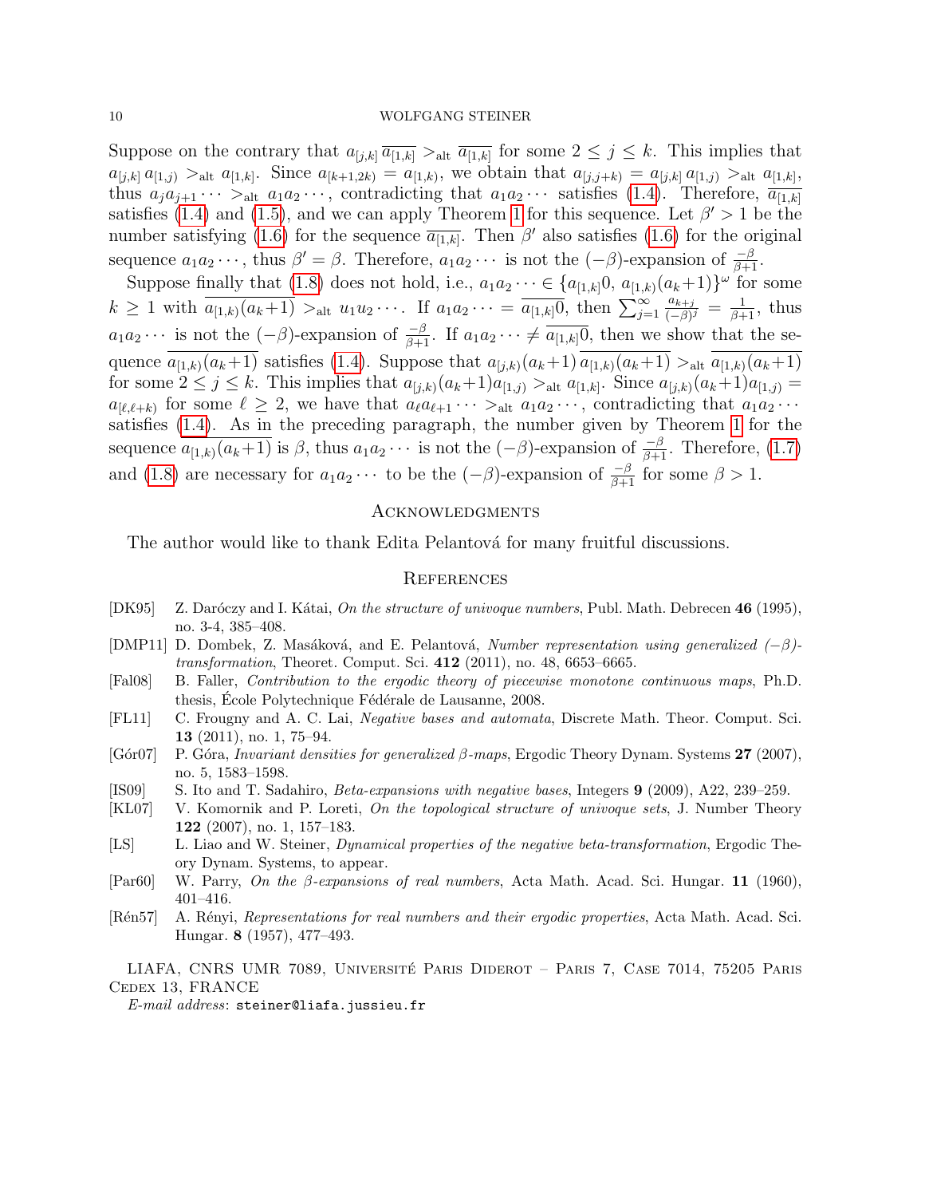Suppose on the contrary that $a_{[j,k]}\,\overline{a_{[1,k]}} >_{\rm alt} \overline{a_{[1,k]}}$ for some $2 \le j \le k$. This implies that $a_{[j,k]}\,a_{[1,j)} >_{\rm alt} a_{[1,k]}$. Since $a_{[k+1,2k)} = a_{[1,k)}$, we obtain that $a_{[j,j+k)} = a_{[j,k]}\,a_{[1,j)} >_{\rm alt} a_{[1,k]}$, thus $a_j a_{j+1} \cdots >_{\rm alt} a_1 a_2 \cdots$, contradicting that $a_1 a_2 \cdots$ satisfies (1.4). Therefore, $\overline{a_{[1,k]}}$ satisfies (1.4) and (1.5), and we can apply Theorem 1 for this sequence. Let $\beta' > 1$ be the number satisfying (1.6) for the sequence $\overline{a_{[1,k]}}$. Then $\beta'$ also satisfies (1.6) for the original sequence $a_1 a_2 \cdots$, thus $\beta' = \beta$. Therefore, $a_1 a_2 \cdots$ is not the $(-\beta)$-expansion of $\frac{-\beta}{\beta+1}$.

Suppose finally that (1.8) does not hold, i.e., $a_1 a_2 \cdots \in \{a_{[1,k]}0,\, a_{[1,k)}(a_k{+}1)\}^\omega$ for some $k \ge 1$ with $\overline{a_{[1,k)}(a_k{+}1)} >_{\rm alt} u_1 u_2 \cdots$. If $a_1 a_2 \cdots = \overline{a_{[1,k]}0}$, then $\sum_{j=1}^\infty \frac{a_{k+j}}{(-\beta)^j} = \frac{1}{\beta+1}$, thus $a_1 a_2 \cdots$ is not the $(-\beta)$-expansion of $\frac{-\beta}{\beta+1}$. If $a_1 a_2 \cdots \ne \overline{a_{[1,k]}0}$, then we show that the sequence $\overline{a_{[1,k)}(a_k{+}1)}$ satisfies (1.4). Suppose that $a_{[j,k)}(a_k{+}1)\,\overline{a_{[1,k)}(a_k{+}1)} >_{\rm alt} \overline{a_{[1,k)}(a_k{+}1)}$ for some $2 \le j \le k$. This implies that $a_{[j,k)}(a_k{+}1)a_{[1,j)} >_{\rm alt} a_{[1,k]}$. Since $a_{[j,k)}(a_k{+}1)a_{[1,j)} = a_{[\ell,\ell+k)}$ for some $\ell \ge 2$, we have that $a_\ell a_{\ell+1} \cdots >_{\rm alt} a_1 a_2 \cdots$, contradicting that $a_1 a_2 \cdots$ satisfies (1.4). As in the preceding paragraph, the number given by Theorem 1 for the sequence $\overline{a_{[1,k)}(a_k{+}1)}$ is $\beta$, thus $a_1 a_2 \cdots$ is not the $(-\beta)$-expansion of $\frac{-\beta}{\beta+1}$. Therefore, (1.7) and (1.8) are necessary for $a_1 a_2 \cdots$ to be the $(-\beta)$-expansion of $\frac{-\beta}{\beta+1}$ for some $\beta > 1$.

## Acknowledgments

The author would like to thank Edita Pelantová for many fruitful discussions.

## References

[DK95] Z. Daróczy and I. Kátai, *On the structure of univoque numbers*, Publ. Math. Debrecen **46** (1995), no. 3-4, 385–408.

[DMP11] D. Dombek, Z. Masáková, and E. Pelantová, *Number representation using generalized $(-\beta)$-transformation*, Theoret. Comput. Sci. **412** (2011), no. 48, 6653–6665.

[Fal08] B. Faller, *Contribution to the ergodic theory of piecewise monotone continuous maps*, Ph.D. thesis, École Polytechnique Fédérale de Lausanne, 2008.

[FL11] C. Frougny and A. C. Lai, *Negative bases and automata*, Discrete Math. Theor. Comput. Sci. **13** (2011), no. 1, 75–94.

[Gór07] P. Góra, *Invariant densities for generalized $\beta$-maps*, Ergodic Theory Dynam. Systems **27** (2007), no. 5, 1583–1598.

[IS09] S. Ito and T. Sadahiro, *Beta-expansions with negative bases*, Integers **9** (2009), A22, 239–259.

[KL07] V. Komornik and P. Loreti, *On the topological structure of univoque sets*, J. Number Theory **122** (2007), no. 1, 157–183.

[LS] L. Liao and W. Steiner, *Dynamical properties of the negative beta-transformation*, Ergodic Theory Dynam. Systems, to appear.

[Par60] W. Parry, *On the $\beta$-expansions of real numbers*, Acta Math. Acad. Sci. Hungar. **11** (1960), 401–416.

[Rén57] A. Rényi, *Representations for real numbers and their ergodic properties*, Acta Math. Acad. Sci. Hungar. **8** (1957), 477–493.

LIAFA, CNRS UMR 7089, Université Paris Diderot – Paris 7, Case 7014, 75205 Paris Cedex 13, FRANCE

*E-mail address*: steiner@liafa.jussieu.fr